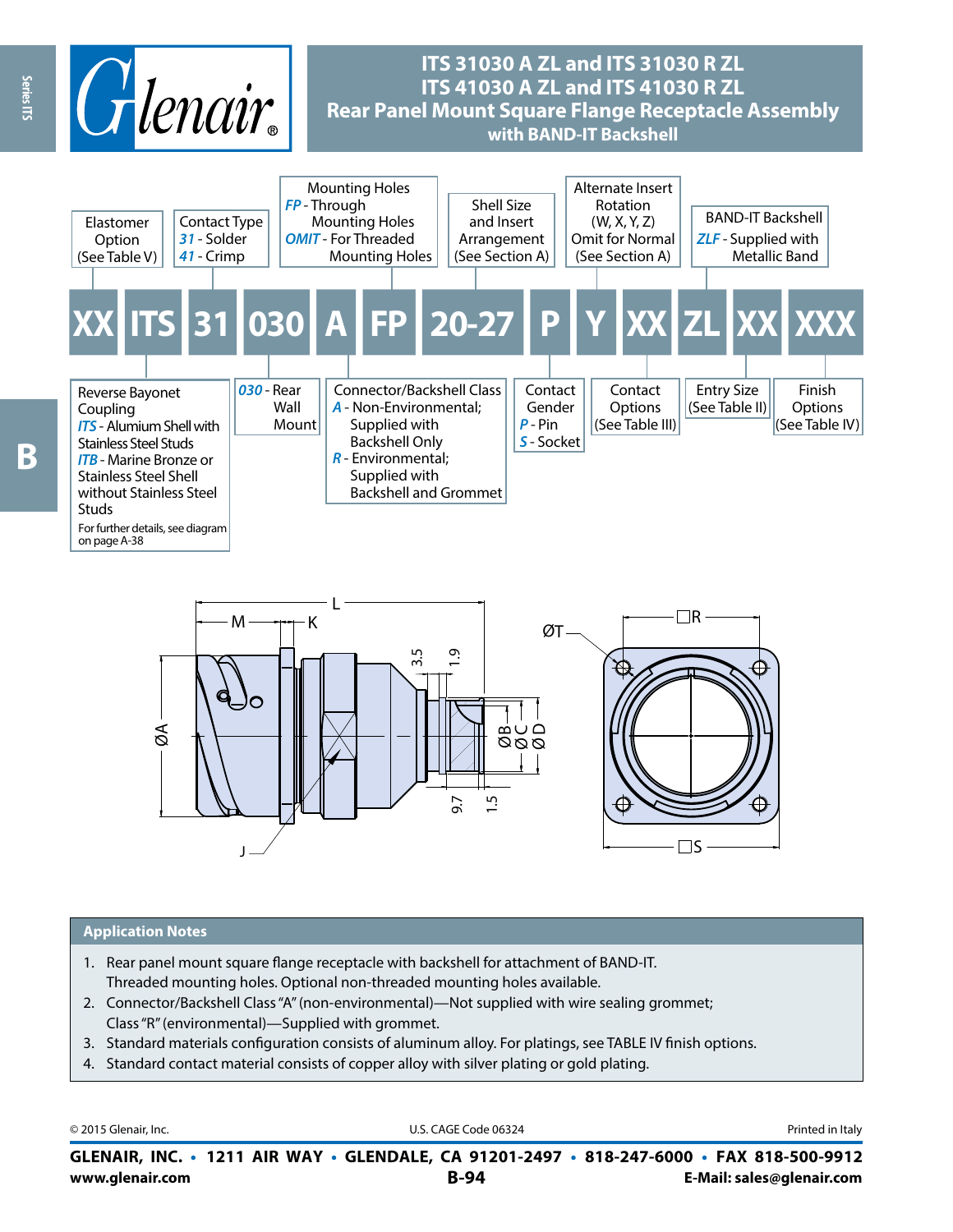# ITS 31030 A ZL and ITS 31030 R ZL
# ITS 41030 A ZL and ITS 41030 R ZL
## Rear Panel Mount Square Flange Receptacle Assembly with BAND-IT Backshell

**Part Number Example:** XX ITS 31 030 A FP 20-27 P Y XX ZL XX XXX

| Field | Description |
|---|---|
| XX | Elastomer Option (See Table V) |
| ITS | Reverse Bayonet Coupling<br>*ITS* - Alumium Shell with Stainless Steel Studs<br>*ITB* - Marine Bronze or Stainless Steel Shell without Stainless Steel Studs<br>For further details, see diagram on page A-38 |
| 31 | Contact Type<br>*31* - Solder<br>*41* - Crimp |
| 030 | *030* - Rear Wall Mount |
| A | Connector/Backshell Class<br>*A* - Non-Environmental; Supplied with Backshell Only<br>*R* - Environmental; Supplied with Backshell and Grommet |
| FP | Mounting Holes<br>*FP* - Through Mounting Holes<br>*OMIT* - For Threaded Mounting Holes |
| 20-27 | Shell Size and Insert Arrangement (See Section A) |
| P | Contact Gender<br>*P* - Pin<br>*S* - Socket |
| Y | Alternate Insert Rotation (W, X, Y, Z) Omit for Normal (See Section A) |
| XX | Contact Options (See Table III) |
| ZL | BAND-IT Backshell<br>*ZLF* - Supplied with Metallic Band |
| XX | Entry Size (See Table II) |
| XXX | Finish Options (See Table IV) |

## Application Notes

1. Rear panel mount square flange receptacle with backshell for attachment of BAND-IT. Threaded mounting holes. Optional non-threaded mounting holes available.
2. Connector/Backshell Class "A" (non-environmental)—Not supplied with wire sealing grommet; Class "R" (environmental)—Supplied with grommet.
3. Standard materials configuration consists of aluminum alloy. For platings, see TABLE IV finish options.
4. Standard contact material consists of copper alloy with silver plating or gold plating.

© 2015 Glenair, Inc. U.S. CAGE Code 06324 Printed in Italy

**GLENAIR, INC. • 1211 AIR WAY • GLENDALE, CA 91201-2497 • 818-247-6000 • FAX 818-500-9912**
**www.glenair.com** **E-Mail: sales@glenair.com**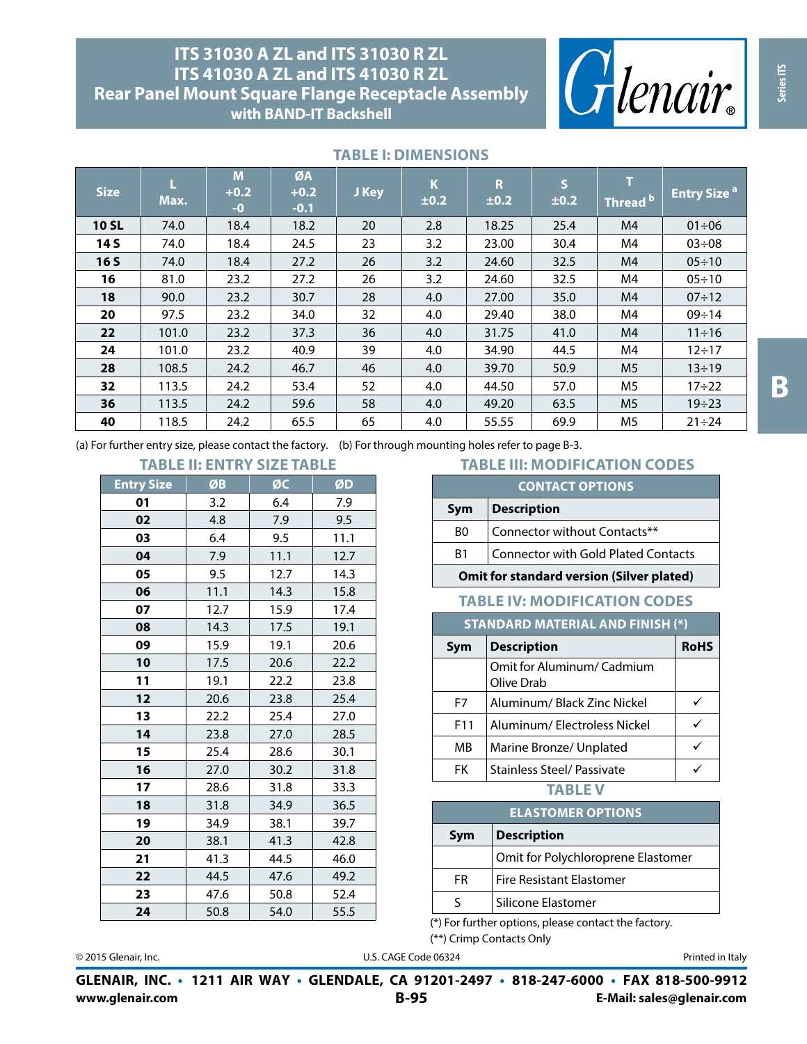# ITS 31030 A ZL and ITS 31030 R ZL
# ITS 41030 A ZL and ITS 41030 R ZL
# Rear Panel Mount Square Flange Receptacle Assembly
## with BAND-IT Backshell

### TABLE I: DIMENSIONS

| Size | L Max. | M +0.2 -0 | ØA +0.2 -0.1 | J Key | K ±0.2 | R ±0.2 | S ±0.2 | T Thread [b] | Entry Size [a] |
|---|---|---|---|---|---|---|---|---|---|
| **10 SL** | 74.0 | 18.4 | 18.2 | 20 | 2.8 | 18.25 | 25.4 | M4 | 01÷06 |
| **14 S** | 74.0 | 18.4 | 24.5 | 23 | 3.2 | 23.00 | 30.4 | M4 | 03÷08 |
| **16 S** | 74.0 | 18.4 | 27.2 | 26 | 3.2 | 24.60 | 32.5 | M4 | 05÷10 |
| **16** | 81.0 | 23.2 | 27.2 | 26 | 3.2 | 24.60 | 32.5 | M4 | 05÷10 |
| **18** | 90.0 | 23.2 | 30.7 | 28 | 4.0 | 27.00 | 35.0 | M4 | 07÷12 |
| **20** | 97.5 | 23.2 | 34.0 | 32 | 4.0 | 29.40 | 38.0 | M4 | 09÷14 |
| **22** | 101.0 | 23.2 | 37.3 | 36 | 4.0 | 31.75 | 41.0 | M4 | 11÷16 |
| **24** | 101.0 | 23.2 | 40.9 | 39 | 4.0 | 34.90 | 44.5 | M4 | 12÷17 |
| **28** | 108.5 | 24.2 | 46.7 | 46 | 4.0 | 39.70 | 50.9 | M5 | 13÷19 |
| **32** | 113.5 | 24.2 | 53.4 | 52 | 4.0 | 44.50 | 57.0 | M5 | 17÷22 |
| **36** | 113.5 | 24.2 | 59.6 | 58 | 4.0 | 49.20 | 63.5 | M5 | 19÷23 |
| **40** | 118.5 | 24.2 | 65.5 | 65 | 4.0 | 55.55 | 69.9 | M5 | 21÷24 |

(a) For further entry size, please contact the factory. (b) For through mounting holes refer to page B-3.

### TABLE II: ENTRY SIZE TABLE

| Entry Size | ØB | ØC | ØD |
|---|---|---|---|
| **01** | 3.2 | 6.4 | 7.9 |
| **02** | 4.8 | 7.9 | 9.5 |
| **03** | 6.4 | 9.5 | 11.1 |
| **04** | 7.9 | 11.1 | 12.7 |
| **05** | 9.5 | 12.7 | 14.3 |
| **06** | 11.1 | 14.3 | 15.8 |
| **07** | 12.7 | 15.9 | 17.4 |
| **08** | 14.3 | 17.5 | 19.1 |
| **09** | 15.9 | 19.1 | 20.6 |
| **10** | 17.5 | 20.6 | 22.2 |
| **11** | 19.1 | 22.2 | 23.8 |
| **12** | 20.6 | 23.8 | 25.4 |
| **13** | 22.2 | 25.4 | 27.0 |
| **14** | 23.8 | 27.0 | 28.5 |
| **15** | 25.4 | 28.6 | 30.1 |
| **16** | 27.0 | 30.2 | 31.8 |
| **17** | 28.6 | 31.8 | 33.3 |
| **18** | 31.8 | 34.9 | 36.5 |
| **19** | 34.9 | 38.1 | 39.7 |
| **20** | 38.1 | 41.3 | 42.8 |
| **21** | 41.3 | 44.5 | 46.0 |
| **22** | 44.5 | 47.6 | 49.2 |
| **23** | 47.6 | 50.8 | 52.4 |
| **24** | 50.8 | 54.0 | 55.5 |

### TABLE III: MODIFICATION CODES

| CONTACT OPTIONS | |
|---|---|
| **Sym** | **Description** |
| B0 | Connector without Contacts** |
| B1 | Connector with Gold Plated Contacts |
| **Omit for standard version (Silver plated)** | |

### TABLE IV: MODIFICATION CODES

| STANDARD MATERIAL AND FINISH (*) | | |
|---|---|---|
| **Sym** | **Description** | **RoHS** |
| | Omit for Aluminum/ Cadmium Olive Drab | |
| F7 | Aluminum/ Black Zinc Nickel | ✓ |
| F11 | Aluminum/ Electroless Nickel | ✓ |
| MB | Marine Bronze/ Unplated | ✓ |
| FK | Stainless Steel/ Passivate | ✓ |

### TABLE V

| ELASTOMER OPTIONS | |
|---|---|
| **Sym** | **Description** |
| | Omit for Polychloroprene Elastomer |
| FR | Fire Resistant Elastomer |
| S | Silicone Elastomer |

(*) For further options, please contact the factory.
(**) Crimp Contacts Only

© 2015 Glenair, Inc. U.S. CAGE Code 06324 Printed in Italy

**GLENAIR, INC. • 1211 AIR WAY • GLENDALE, CA 91201-2497 • 818-247-6000 • FAX 818-500-9912**
**www.glenair.com** **E-Mail: sales@glenair.com**